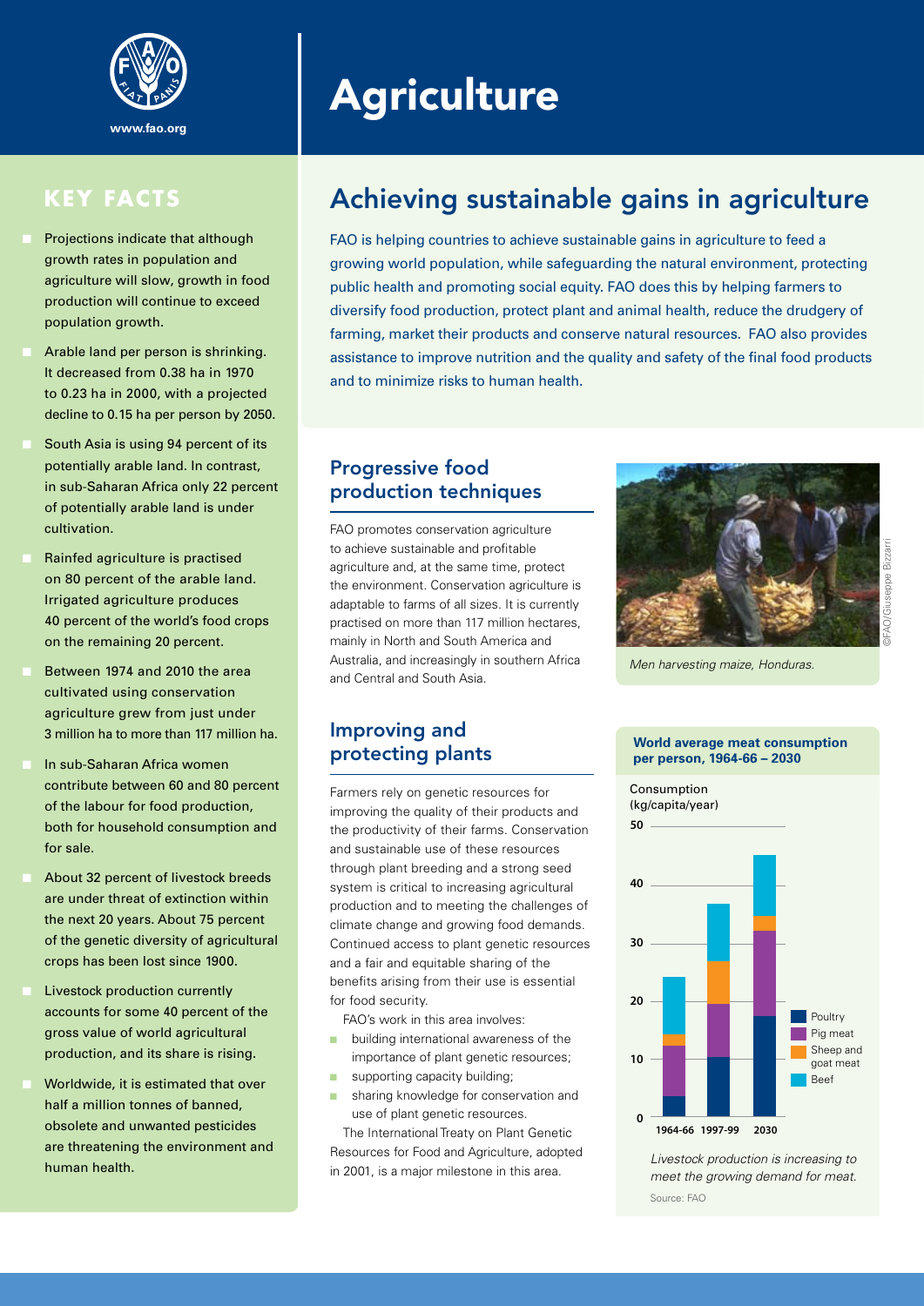www.fao.org

# Agriculture

## KEY FACTS

- Projections indicate that although growth rates in population and agriculture will slow, growth in food production will continue to exceed population growth.
- Arable land per person is shrinking. It decreased from 0.38 ha in 1970 to 0.23 ha in 2000, with a projected decline to 0.15 ha per person by 2050.
- South Asia is using 94 percent of its potentially arable land. In contrast, in sub-Saharan Africa only 22 percent of potentially arable land is under cultivation.
- Rainfed agriculture is practised on 80 percent of the arable land. Irrigated agriculture produces 40 percent of the world's food crops on the remaining 20 percent.
- Between 1974 and 2010 the area cultivated using conservation agriculture grew from just under 3 million ha to more than 117 million ha.
- In sub-Saharan Africa women contribute between 60 and 80 percent of the labour for food production, both for household consumption and for sale.
- About 32 percent of livestock breeds are under threat of extinction within the next 20 years. About 75 percent of the genetic diversity of agricultural crops has been lost since 1900.
- Livestock production currently accounts for some 40 percent of the gross value of world agricultural production, and its share is rising.
- Worldwide, it is estimated that over half a million tonnes of banned, obsolete and unwanted pesticides are threatening the environment and human health.

## Achieving sustainable gains in agriculture

FAO is helping countries to achieve sustainable gains in agriculture to feed a growing world population, while safeguarding the natural environment, protecting public health and promoting social equity. FAO does this by helping farmers to diversify food production, protect plant and animal health, reduce the drudgery of farming, market their products and conserve natural resources. FAO also provides assistance to improve nutrition and the quality and safety of the final food products and to minimize risks to human health.

### Progressive food production techniques

FAO promotes conservation agriculture to achieve sustainable and profitable agriculture and, at the same time, protect the environment. Conservation agriculture is adaptable to farms of all sizes. It is currently practised on more than 117 million hectares, mainly in North and South America and Australia, and increasingly in southern Africa and Central and South Asia.

*Men harvesting maize, Honduras.*

©FAO/Giuseppe Bizzarri

### Improving and protecting plants

Farmers rely on genetic resources for improving the quality of their products and the productivity of their farms. Conservation and sustainable use of these resources through plant breeding and a strong seed system is critical to increasing agricultural production and to meeting the challenges of climate change and growing food demands. Continued access to plant genetic resources and a fair and equitable sharing of the benefits arising from their use is essential for food security.

FAO's work in this area involves:

- building international awareness of the importance of plant genetic resources;
- supporting capacity building;
- sharing knowledge for conservation and use of plant genetic resources.

The International Treaty on Plant Genetic Resources for Food and Agriculture, adopted in 2001, is a major milestone in this area.

**World average meat consumption per person, 1964-66 – 2030**

Consumption (kg/capita/year)

Legend: Poultry, Pig meat, Sheep and goat meat, Beef

Periods: 1964-66, 1997-99, 2030

*Livestock production is increasing to meet the growing demand for meat.*

Source: FAO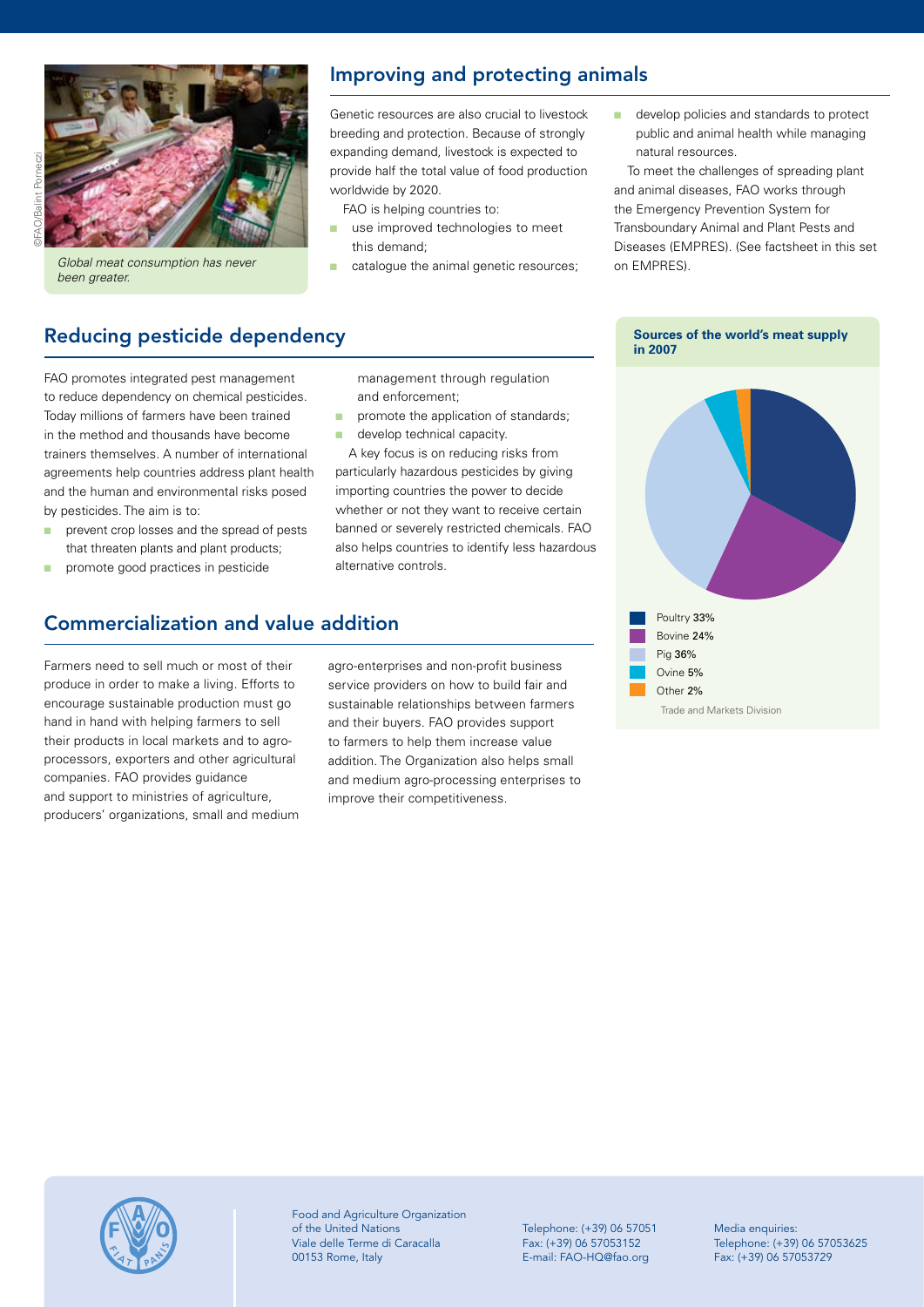*Global meat consumption has never been greater.*

## Improving and protecting animals

Genetic resources are also crucial to livestock breeding and protection. Because of strongly expanding demand, livestock is expected to provide half the total value of food production worldwide by 2020.

FAO is helping countries to:

- use improved technologies to meet this demand;
- catalogue the animal genetic resources;
- develop policies and standards to protect public and animal health while managing natural resources.

To meet the challenges of spreading plant and animal diseases, FAO works through the Emergency Prevention System for Transboundary Animal and Plant Pests and Diseases (EMPRES). (See factsheet in this set on EMPRES).

## Reducing pesticide dependency

FAO promotes integrated pest management to reduce dependency on chemical pesticides. Today millions of farmers have been trained in the method and thousands have become trainers themselves. A number of international agreements help countries address plant health and the human and environmental risks posed by pesticides. The aim is to:

- prevent crop losses and the spread of pests that threaten plants and plant products;
- promote good practices in pesticide management through regulation and enforcement;
- promote the application of standards;
- develop technical capacity.

A key focus is on reducing risks from particularly hazardous pesticides by giving importing countries the power to decide whether or not they want to receive certain banned or severely restricted chemicals. FAO also helps countries to identify less hazardous alternative controls.

**Sources of the world's meat supply in 2007**

Poultry 33%
Bovine 24%
Pig 36%
Ovine 5%
Other 2%

Trade and Markets Division

## Commercialization and value addition

Farmers need to sell much or most of their produce in order to make a living. Efforts to encourage sustainable production must go hand in hand with helping farmers to sell their products in local markets and to agro-processors, exporters and other agricultural companies. FAO provides guidance and support to ministries of agriculture, producers' organizations, small and medium agro-enterprises and non-profit business service providers on how to build fair and sustainable relationships between farmers and their buyers. FAO provides support to farmers to help them increase value addition. The Organization also helps small and medium agro-processing enterprises to improve their competitiveness.

Food and Agriculture Organization of the United Nations
Viale delle Terme di Caracalla
00153 Rome, Italy

Telephone: (+39) 06 57051
Fax: (+39) 06 57053152
E-mail: FAO-HQ@fao.org

Media enquiries:
Telephone: (+39) 06 57053625
Fax: (+39) 06 57053729